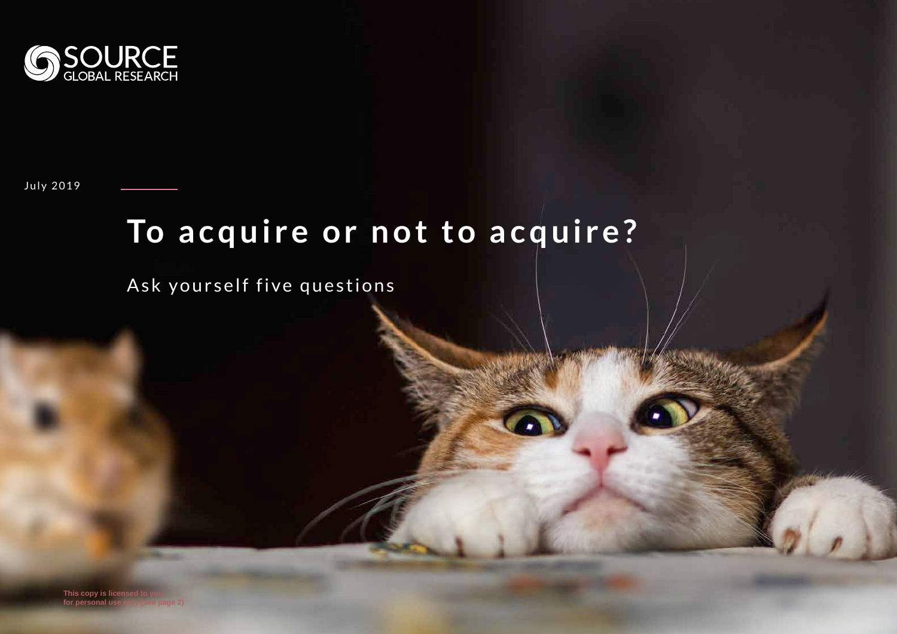SOURCE GLOBAL RESEARCH

July 2019

# To acquire or not to acquire?

## Ask yourself five questions

This copy is licensed to you for personal use only (see page 2)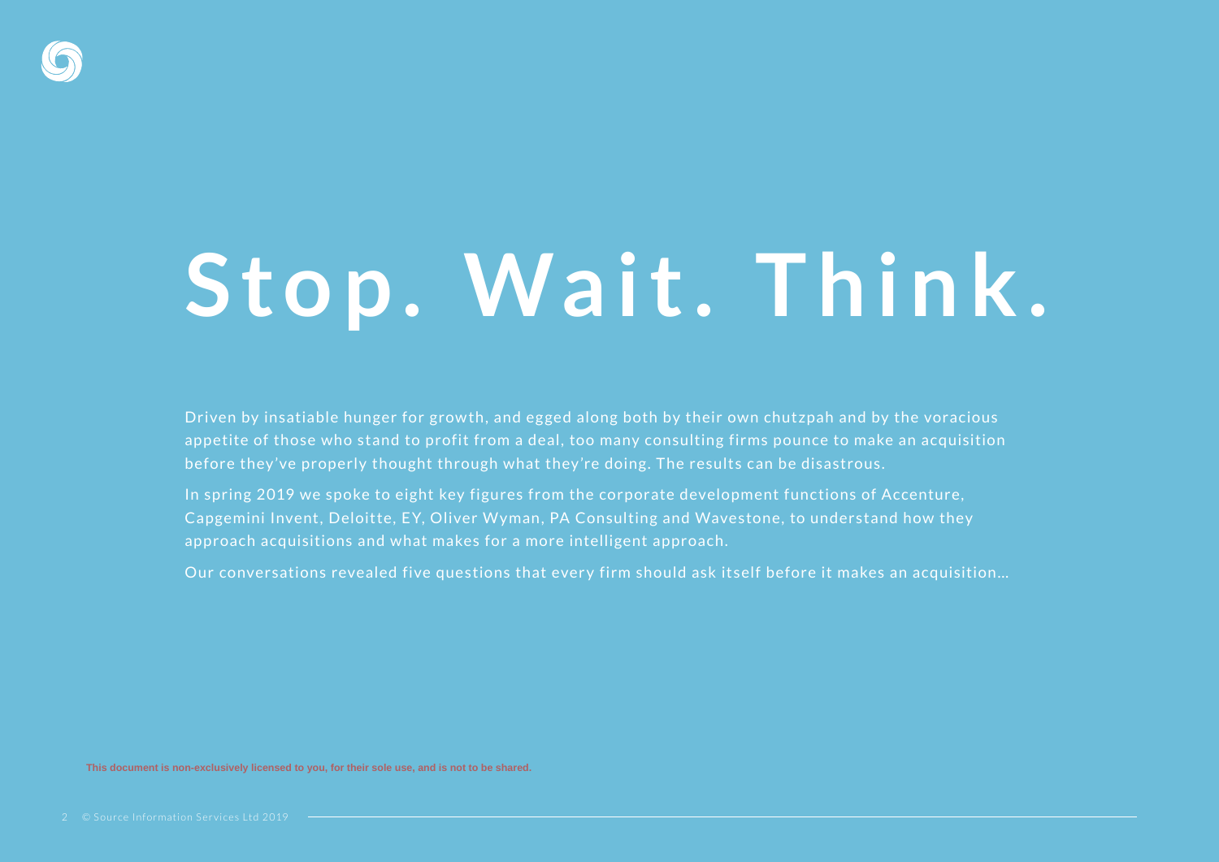# Stop. Wait. Think.

Driven by insatiable hunger for growth, and egged along both by their own chutzpah and by the voracious appetite of those who stand to profit from a deal, too many consulting firms pounce to make an acquisition before they've properly thought through what they're doing. The results can be disastrous.

In spring 2019 we spoke to eight key figures from the corporate development functions of Accenture, Capgemini Invent, Deloitte, EY, Oliver Wyman, PA Consulting and Wavestone, to understand how they approach acquisitions and what makes for a more intelligent approach.

Our conversations revealed five questions that every firm should ask itself before it makes an acquisition…

**This document is non-exclusively licensed to you, for their sole use, and is not to be shared.**

© Source Information Services Ltd 2019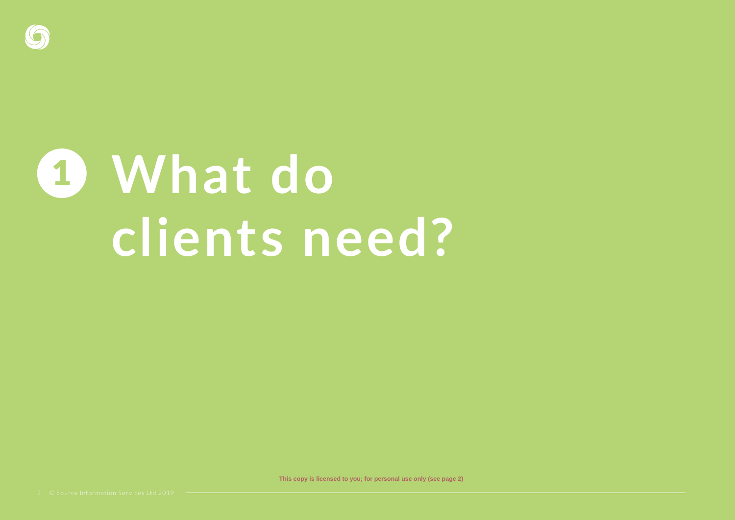# 1 What do clients need?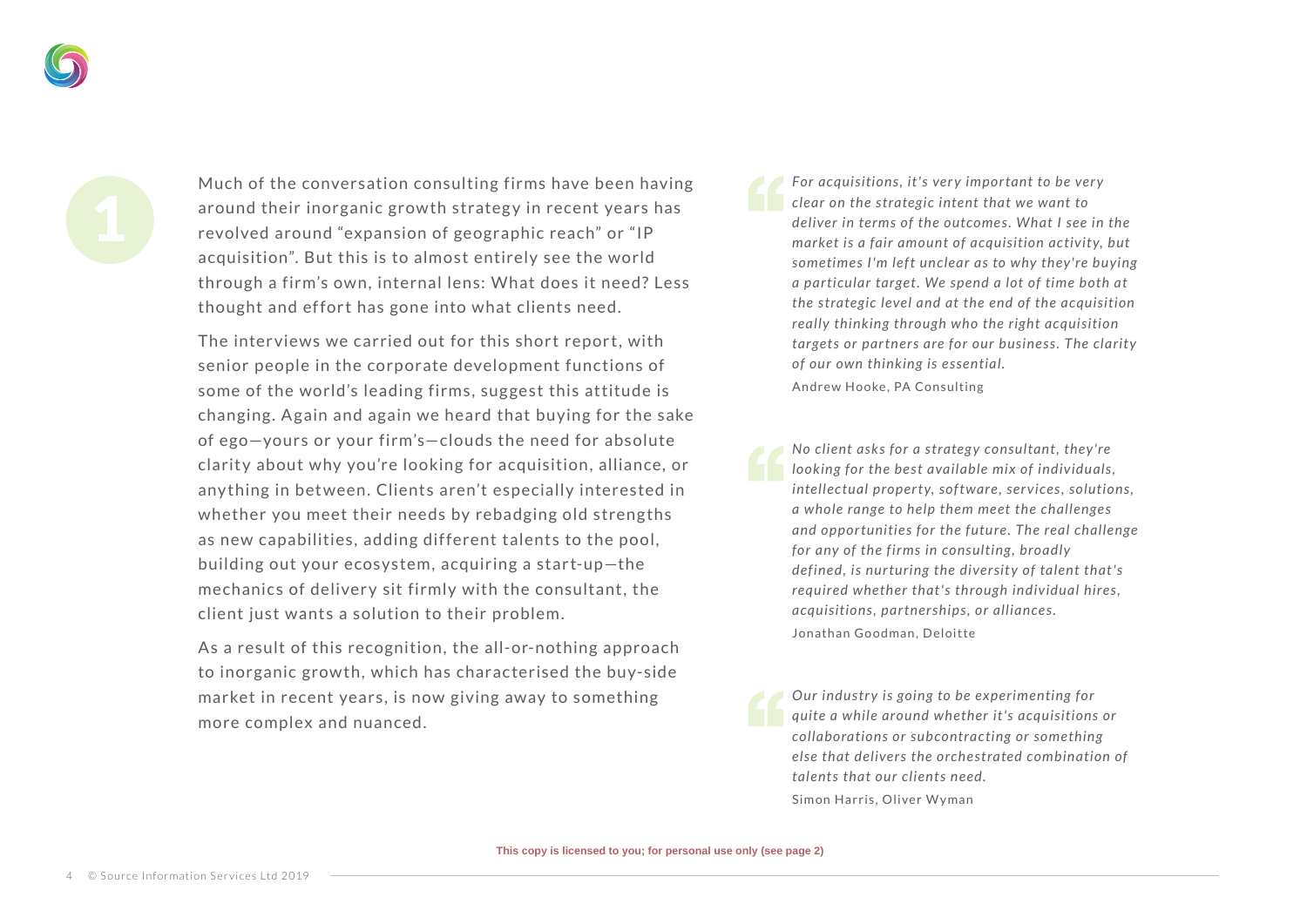1

Much of the conversation consulting firms have been having around their inorganic growth strategy in recent years has revolved around "expansion of geographic reach" or "IP acquisition". But this is to almost entirely see the world through a firm's own, internal lens: What does it need? Less thought and effort has gone into what clients need.

The interviews we carried out for this short report, with senior people in the corporate development functions of some of the world's leading firms, suggest this attitude is changing. Again and again we heard that buying for the sake of ego—yours or your firm's—clouds the need for absolute clarity about why you're looking for acquisition, alliance, or anything in between. Clients aren't especially interested in whether you meet their needs by rebadging old strengths as new capabilities, adding different talents to the pool, building out your ecosystem, acquiring a start-up—the mechanics of delivery sit firmly with the consultant, the client just wants a solution to their problem.

As a result of this recognition, the all-or-nothing approach to inorganic growth, which has characterised the buy-side market in recent years, is now giving away to something more complex and nuanced.

> *For acquisitions, it's very important to be very clear on the strategic intent that we want to deliver in terms of the outcomes. What I see in the market is a fair amount of acquisition activity, but sometimes I'm left unclear as to why they're buying a particular target. We spend a lot of time both at the strategic level and at the end of the acquisition really thinking through who the right acquisition targets or partners are for our business. The clarity of our own thinking is essential.*
>
> Andrew Hooke, PA Consulting

> *No client asks for a strategy consultant, they're looking for the best available mix of individuals, intellectual property, software, services, solutions, a whole range to help them meet the challenges and opportunities for the future. The real challenge for any of the firms in consulting, broadly defined, is nurturing the diversity of talent that's required whether that's through individual hires, acquisitions, partnerships, or alliances.*
>
> Jonathan Goodman, Deloitte

> *Our industry is going to be experimenting for quite a while around whether it's acquisitions or collaborations or subcontracting or something else that delivers the orchestrated combination of talents that our clients need.*
>
> Simon Harris, Oliver Wyman

This copy is licensed to you; for personal use only (see page 2)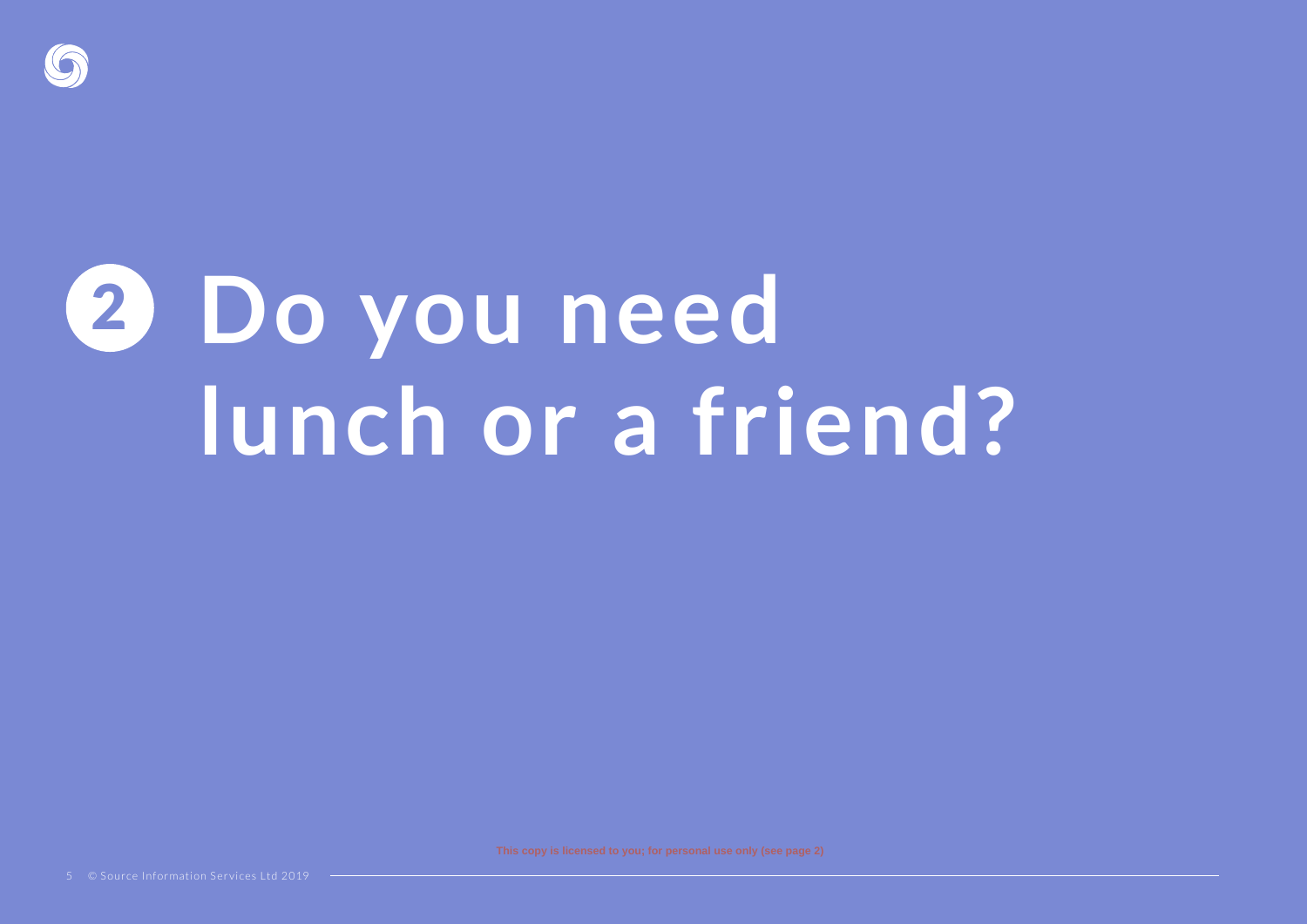# 2 Do you need lunch or a friend?

This copy is licensed to you; for personal use only (see page 2)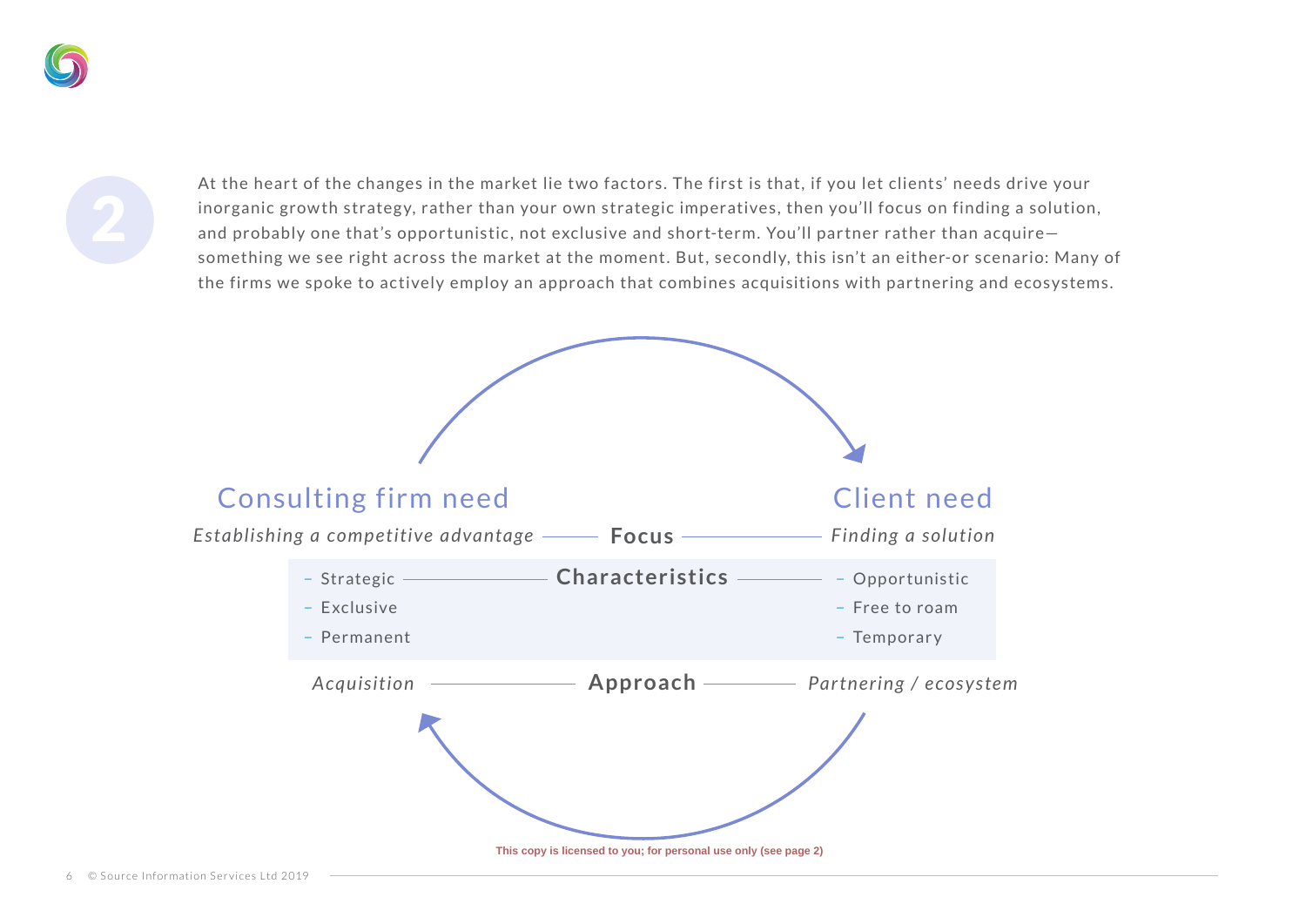2

At the heart of the changes in the market lie two factors. The first is that, if you let clients' needs drive your inorganic growth strategy, rather than your own strategic imperatives, then you'll focus on finding a solution, and probably one that's opportunistic, not exclusive and short-term. You'll partner rather than acquire—something we see right across the market at the moment. But, secondly, this isn't an either-or scenario: Many of the firms we spoke to actively employ an approach that combines acquisitions with partnering and ecosystems.

| Consulting firm need | | Client need |
|---|---|---|
| *Establishing a competitive advantage* | **Focus** | *Finding a solution* |
| – Strategic<br>– Exclusive<br>– Permanent | **Characteristics** | – Opportunistic<br>– Free to roam<br>– Temporary |
| *Acquisition* | **Approach** | *Partnering / ecosystem* |

This copy is licensed to you; for personal use only (see page 2)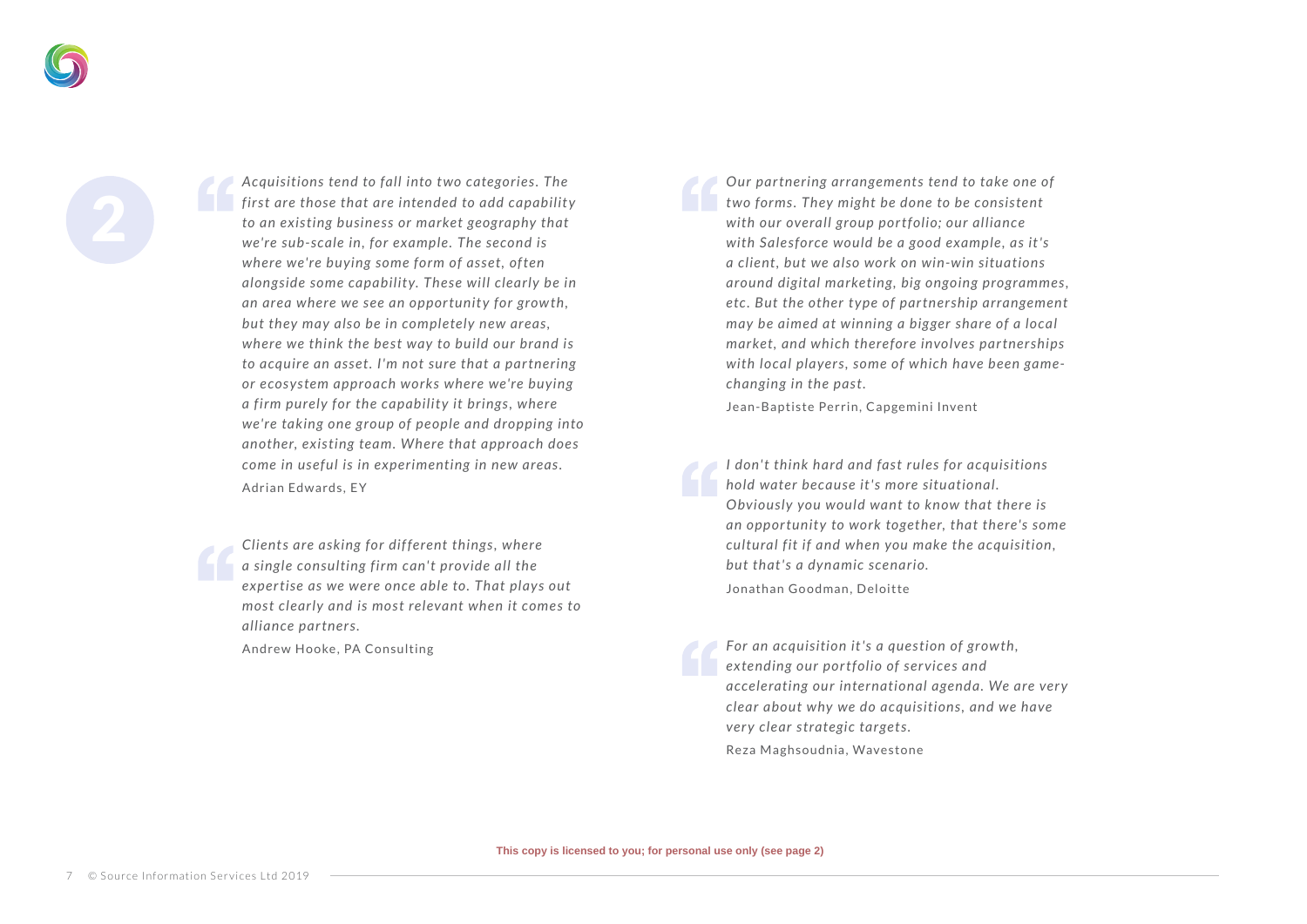2

> *Acquisitions tend to fall into two categories. The first are those that are intended to add capability to an existing business or market geography that we're sub-scale in, for example. The second is where we're buying some form of asset, often alongside some capability. These will clearly be in an area where we see an opportunity for growth, but they may also be in completely new areas, where we think the best way to build our brand is to acquire an asset. I'm not sure that a partnering or ecosystem approach works where we're buying a firm purely for the capability it brings, where we're taking one group of people and dropping into another, existing team. Where that approach does come in useful is in experimenting in new areas.*
>
> Adrian Edwards, EY

> *Clients are asking for different things, where a single consulting firm can't provide all the expertise as we were once able to. That plays out most clearly and is most relevant when it comes to alliance partners.*
>
> Andrew Hooke, PA Consulting

> *Our partnering arrangements tend to take one of two forms. They might be done to be consistent with our overall group portfolio; our alliance with Salesforce would be a good example, as it's a client, but we also work on win-win situations around digital marketing, big ongoing programmes, etc. But the other type of partnership arrangement may be aimed at winning a bigger share of a local market, and which therefore involves partnerships with local players, some of which have been game-changing in the past.*
>
> Jean-Baptiste Perrin, Capgemini Invent

> *I don't think hard and fast rules for acquisitions hold water because it's more situational. Obviously you would want to know that there is an opportunity to work together, that there's some cultural fit if and when you make the acquisition, but that's a dynamic scenario.*
>
> Jonathan Goodman, Deloitte

> *For an acquisition it's a question of growth, extending our portfolio of services and accelerating our international agenda. We are very clear about why we do acquisitions, and we have very clear strategic targets.*
>
> Reza Maghsoudnia, Wavestone

This copy is licensed to you; for personal use only (see page 2)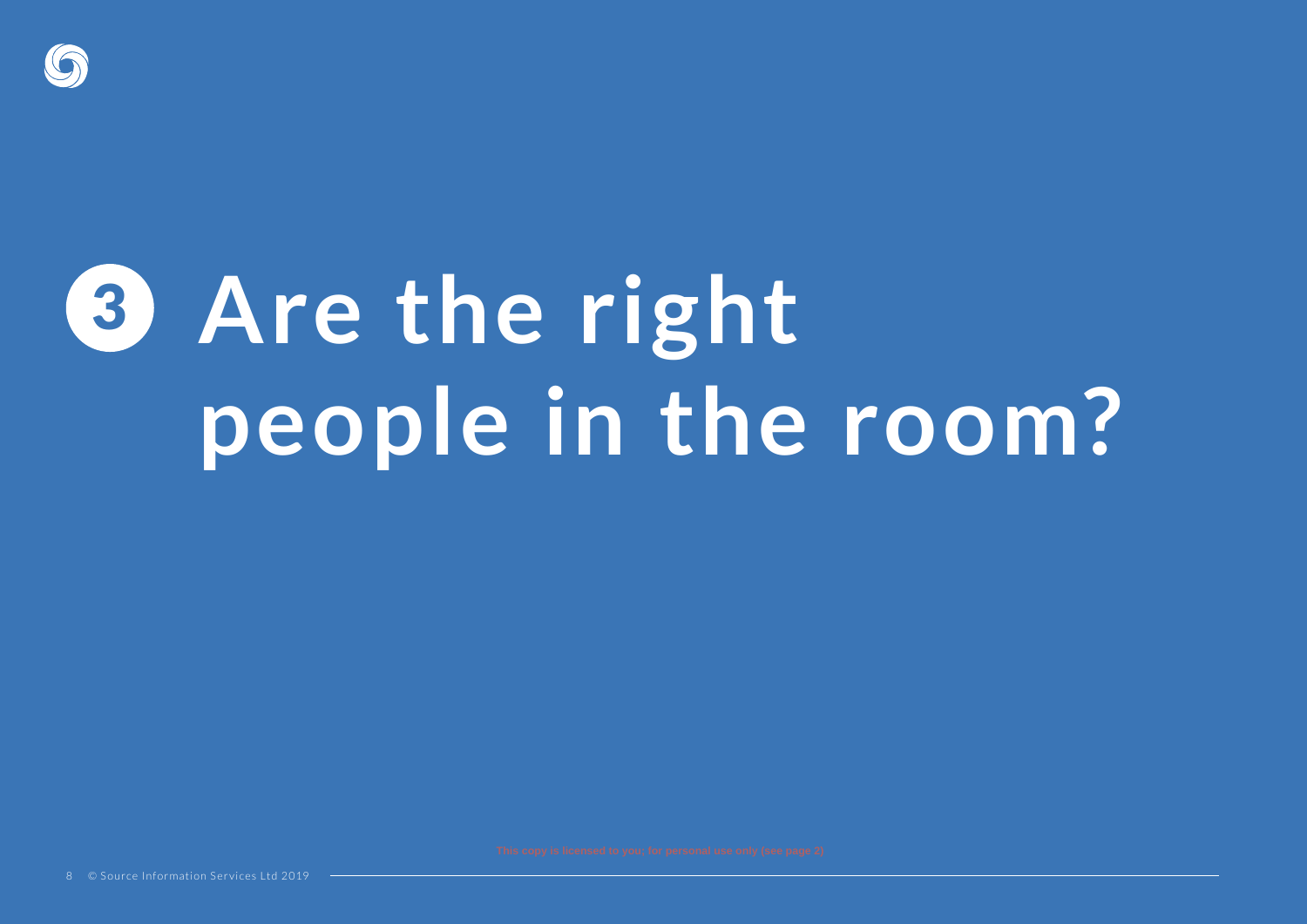# 3 Are the right people in the room?

This copy is licensed to you, for personal use only (see page 2)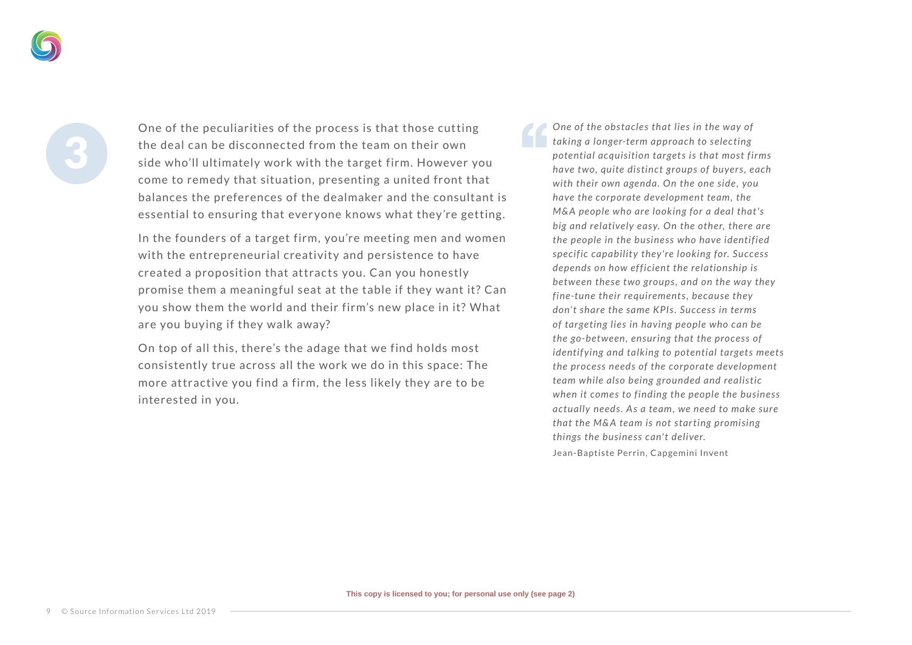3

One of the peculiarities of the process is that those cutting the deal can be disconnected from the team on their own side who'll ultimately work with the target firm. However you come to remedy that situation, presenting a united front that balances the preferences of the dealmaker and the consultant is essential to ensuring that everyone knows what they're getting.

In the founders of a target firm, you're meeting men and women with the entrepreneurial creativity and persistence to have created a proposition that attracts you. Can you honestly promise them a meaningful seat at the table if they want it? Can you show them the world and their firm's new place in it? What are you buying if they walk away?

On top of all this, there's the adage that we find holds most consistently true across all the work we do in this space: The more attractive you find a firm, the less likely they are to be interested in you.

> *One of the obstacles that lies in the way of taking a longer-term approach to selecting potential acquisition targets is that most firms have two, quite distinct groups of buyers, each with their own agenda. On the one side, you have the corporate development team, the M&A people who are looking for a deal that's big and relatively easy. On the other, there are the people in the business who have identified specific capability they're looking for. Success depends on how efficient the relationship is between these two groups, and on the way they fine-tune their requirements, because they don't share the same KPIs. Success in terms of targeting lies in having people who can be the go-between, ensuring that the process of identifying and talking to potential targets meets the process needs of the corporate development team while also being grounded and realistic when it comes to finding the people the business actually needs. As a team, we need to make sure that the M&A team is not starting promising things the business can't deliver.*
>
> Jean-Baptiste Perrin, Capgemini Invent

This copy is licensed to you; for personal use only (see page 2)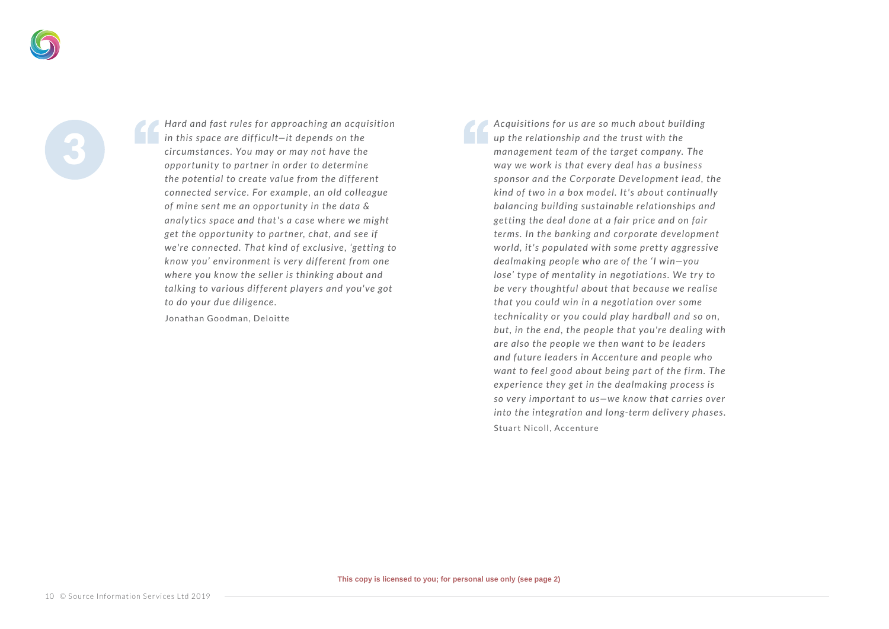3

> *Hard and fast rules for approaching an acquisition in this space are difficult—it depends on the circumstances. You may or may not have the opportunity to partner in order to determine the potential to create value from the different connected service. For example, an old colleague of mine sent me an opportunity in the data & analytics space and that's a case where we might get the opportunity to partner, chat, and see if we're connected. That kind of exclusive, 'getting to know you' environment is very different from one where you know the seller is thinking about and talking to various different players and you've got to do your due diligence.*
>
> Jonathan Goodman, Deloitte

> *Acquisitions for us are so much about building up the relationship and the trust with the management team of the target company. The way we work is that every deal has a business sponsor and the Corporate Development lead, the kind of two in a box model. It's about continually balancing building sustainable relationships and getting the deal done at a fair price and on fair terms. In the banking and corporate development world, it's populated with some pretty aggressive dealmaking people who are of the 'I win—you lose' type of mentality in negotiations. We try to be very thoughtful about that because we realise that you could win in a negotiation over some technicality or you could play hardball and so on, but, in the end, the people that you're dealing with are also the people we then want to be leaders and future leaders in Accenture and people who want to feel good about being part of the firm. The experience they get in the dealmaking process is so very important to us—we know that carries over into the integration and long-term delivery phases.*
>
> Stuart Nicoll, Accenture

This copy is licensed to you; for personal use only (see page 2)

© Source Information Services Ltd 2019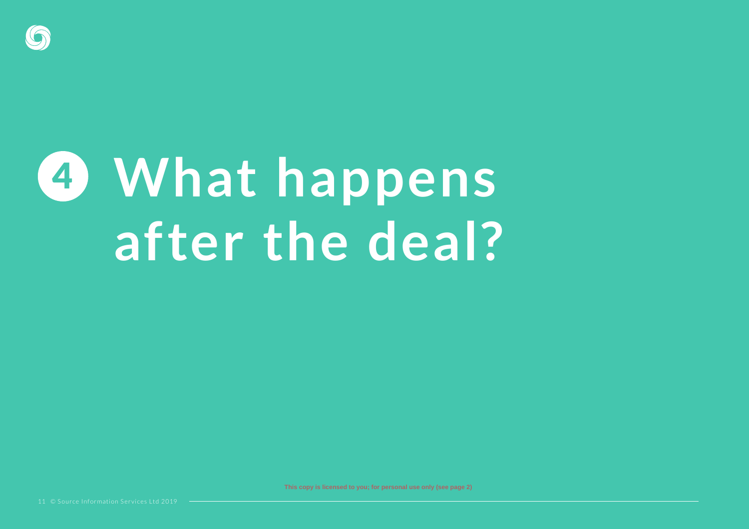# 4 What happens after the deal?

This copy is licensed to you; for personal use only (see page 2)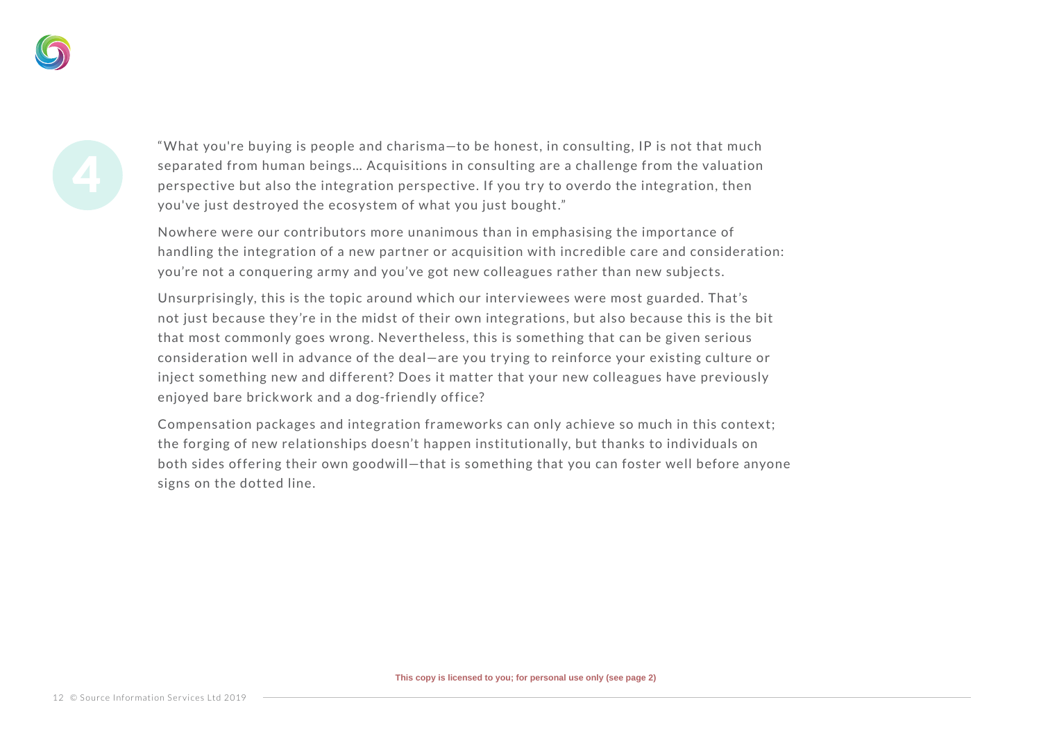4

"What you're buying is people and charisma—to be honest, in consulting, IP is not that much separated from human beings... Acquisitions in consulting are a challenge from the valuation perspective but also the integration perspective. If you try to overdo the integration, then you've just destroyed the ecosystem of what you just bought."

Nowhere were our contributors more unanimous than in emphasising the importance of handling the integration of a new partner or acquisition with incredible care and consideration: you're not a conquering army and you've got new colleagues rather than new subjects.

Unsurprisingly, this is the topic around which our interviewees were most guarded. That's not just because they're in the midst of their own integrations, but also because this is the bit that most commonly goes wrong. Nevertheless, this is something that can be given serious consideration well in advance of the deal—are you trying to reinforce your existing culture or inject something new and different? Does it matter that your new colleagues have previously enjoyed bare brickwork and a dog-friendly office?

Compensation packages and integration frameworks can only achieve so much in this context; the forging of new relationships doesn't happen institutionally, but thanks to individuals on both sides offering their own goodwill—that is something that you can foster well before anyone signs on the dotted line.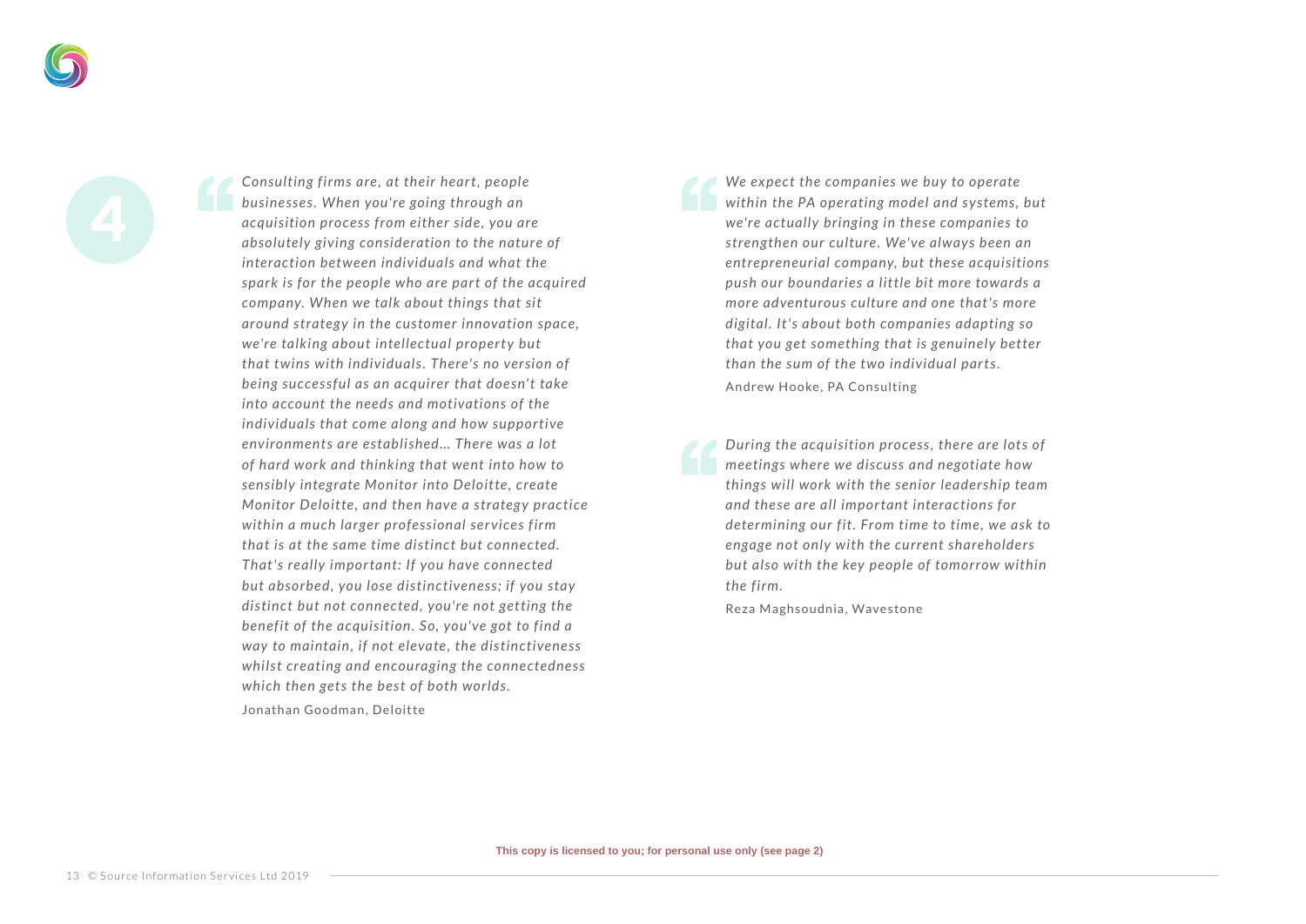4

> *Consulting firms are, at their heart, people businesses. When you're going through an acquisition process from either side, you are absolutely giving consideration to the nature of interaction between individuals and what the spark is for the people who are part of the acquired company. When we talk about things that sit around strategy in the customer innovation space, we're talking about intellectual property but that twins with individuals. There's no version of being successful as an acquirer that doesn't take into account the needs and motivations of the individuals that come along and how supportive environments are established… There was a lot of hard work and thinking that went into how to sensibly integrate Monitor into Deloitte, create Monitor Deloitte, and then have a strategy practice within a much larger professional services firm that is at the same time distinct but connected. That's really important: If you have connected but absorbed, you lose distinctiveness; if you stay distinct but not connected, you're not getting the benefit of the acquisition. So, you've got to find a way to maintain, if not elevate, the distinctiveness whilst creating and encouraging the connectedness which then gets the best of both worlds.*
>
> Jonathan Goodman, Deloitte

> *We expect the companies we buy to operate within the PA operating model and systems, but we're actually bringing in these companies to strengthen our culture. We've always been an entrepreneurial company, but these acquisitions push our boundaries a little bit more towards a more adventurous culture and one that's more digital. It's about both companies adapting so that you get something that is genuinely better than the sum of the two individual parts.*
>
> Andrew Hooke, PA Consulting

> *During the acquisition process, there are lots of meetings where we discuss and negotiate how things will work with the senior leadership team and these are all important interactions for determining our fit. From time to time, we ask to engage not only with the current shareholders but also with the key people of tomorrow within the firm.*
>
> Reza Maghsoudnia, Wavestone

This copy is licensed to you; for personal use only (see page 2)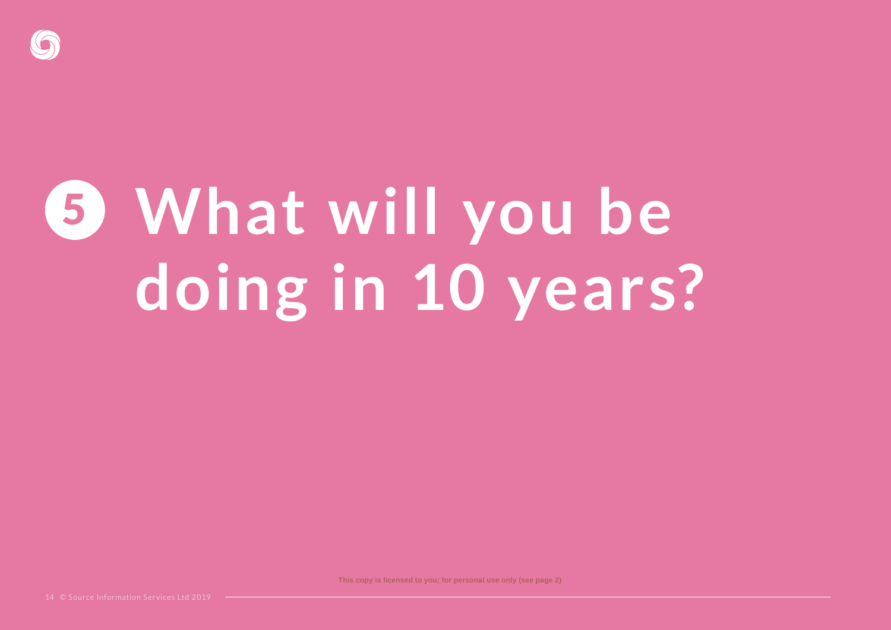# 5 What will you be doing in 10 years?

This copy is licensed to you; for personal use only (see page 2)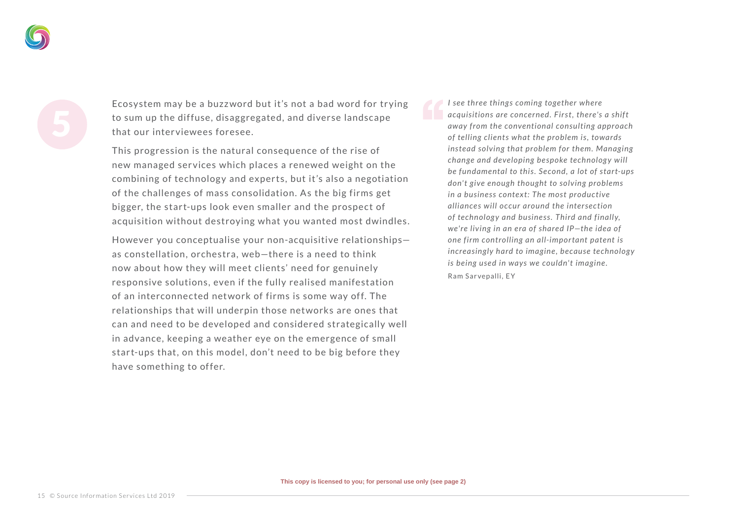5

Ecosystem may be a buzzword but it's not a bad word for trying to sum up the diffuse, disaggregated, and diverse landscape that our interviewees foresee.

This progression is the natural consequence of the rise of new managed services which places a renewed weight on the combining of technology and experts, but it's also a negotiation of the challenges of mass consolidation. As the big firms get bigger, the start-ups look even smaller and the prospect of acquisition without destroying what you wanted most dwindles.

However you conceptualise your non-acquisitive relationships—as constellation, orchestra, web—there is a need to think now about how they will meet clients' need for genuinely responsive solutions, even if the fully realised manifestation of an interconnected network of firms is some way off. The relationships that will underpin those networks are ones that can and need to be developed and considered strategically well in advance, keeping a weather eye on the emergence of small start-ups that, on this model, don't need to be big before they have something to offer.

> *I see three things coming together where acquisitions are concerned. First, there's a shift away from the conventional consulting approach of telling clients what the problem is, towards instead solving that problem for them. Managing change and developing bespoke technology will be fundamental to this. Second, a lot of start-ups don't give enough thought to solving problems in a business context: The most productive alliances will occur around the intersection of technology and business. Third and finally, we're living in an era of shared IP—the idea of one firm controlling an all-important patent is increasingly hard to imagine, because technology is being used in ways we couldn't imagine.*
>
> Ram Sarvepalli, EY

This copy is licensed to you; for personal use only (see page 2)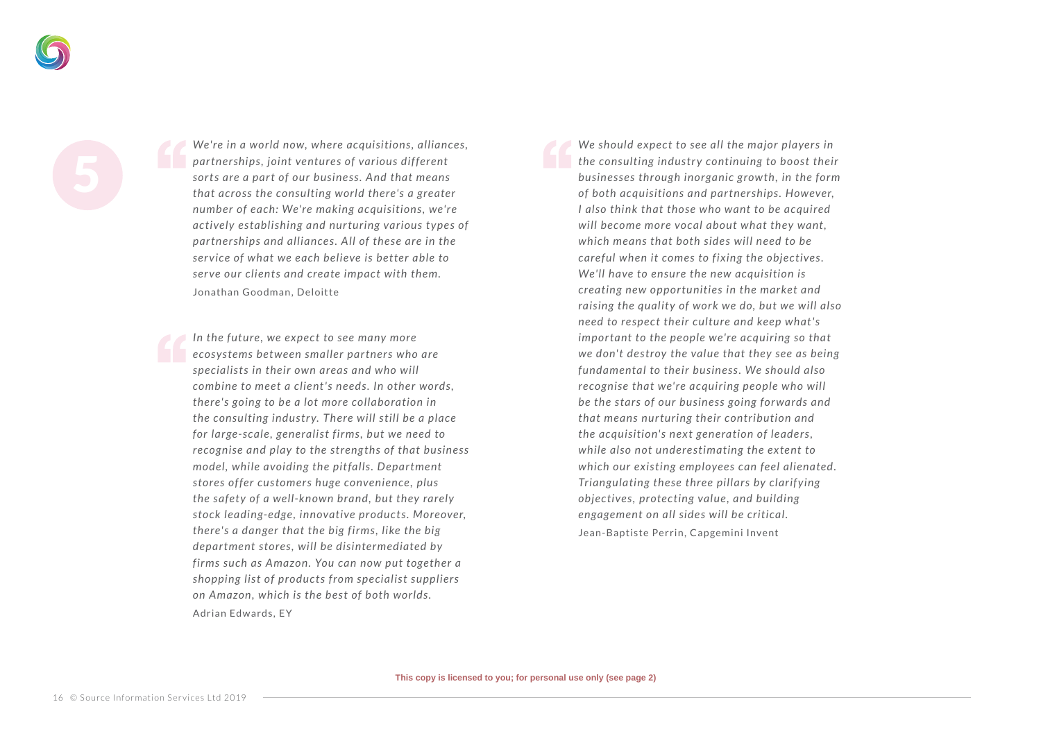5

> *We're in a world now, where acquisitions, alliances, partnerships, joint ventures of various different sorts are a part of our business. And that means that across the consulting world there's a greater number of each: We're making acquisitions, we're actively establishing and nurturing various types of partnerships and alliances. All of these are in the service of what we each believe is better able to serve our clients and create impact with them.*
>
> Jonathan Goodman, Deloitte

> *In the future, we expect to see many more ecosystems between smaller partners who are specialists in their own areas and who will combine to meet a client's needs. In other words, there's going to be a lot more collaboration in the consulting industry. There will still be a place for large-scale, generalist firms, but we need to recognise and play to the strengths of that business model, while avoiding the pitfalls. Department stores offer customers huge convenience, plus the safety of a well-known brand, but they rarely stock leading-edge, innovative products. Moreover, there's a danger that the big firms, like the big department stores, will be disintermediated by firms such as Amazon. You can now put together a shopping list of products from specialist suppliers on Amazon, which is the best of both worlds.*
>
> Adrian Edwards, EY

> *We should expect to see all the major players in the consulting industry continuing to boost their businesses through inorganic growth, in the form of both acquisitions and partnerships. However, I also think that those who want to be acquired will become more vocal about what they want, which means that both sides will need to be careful when it comes to fixing the objectives. We'll have to ensure the new acquisition is creating new opportunities in the market and raising the quality of work we do, but we will also need to respect their culture and keep what's important to the people we're acquiring so that we don't destroy the value that they see as being fundamental to their business. We should also recognise that we're acquiring people who will be the stars of our business going forwards and that means nurturing their contribution and the acquisition's next generation of leaders, while also not underestimating the extent to which our existing employees can feel alienated. Triangulating these three pillars by clarifying objectives, protecting value, and building engagement on all sides will be critical.*
>
> Jean-Baptiste Perrin, Capgemini Invent

This copy is licensed to you; for personal use only (see page 2)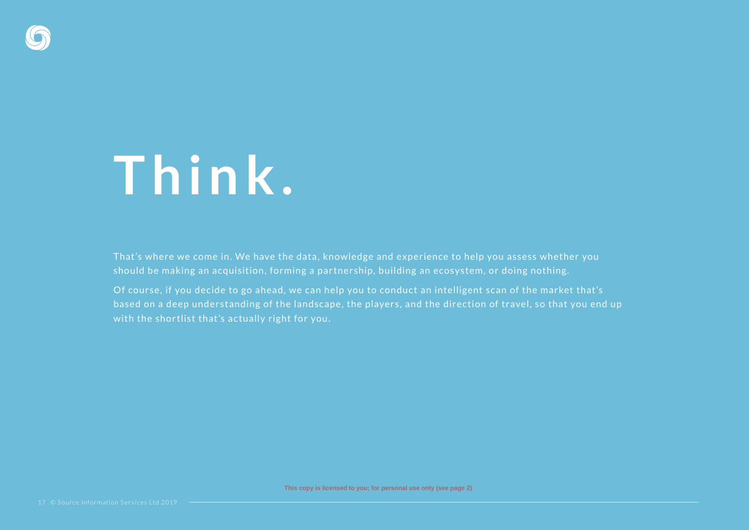# Think.

That's where we come in. We have the data, knowledge and experience to help you assess whether you should be making an acquisition, forming a partnership, building an ecosystem, or doing nothing.

Of course, if you decide to go ahead, we can help you to conduct an intelligent scan of the market that's based on a deep understanding of the landscape, the players, and the direction of travel, so that you end up with the shortlist that's actually right for you.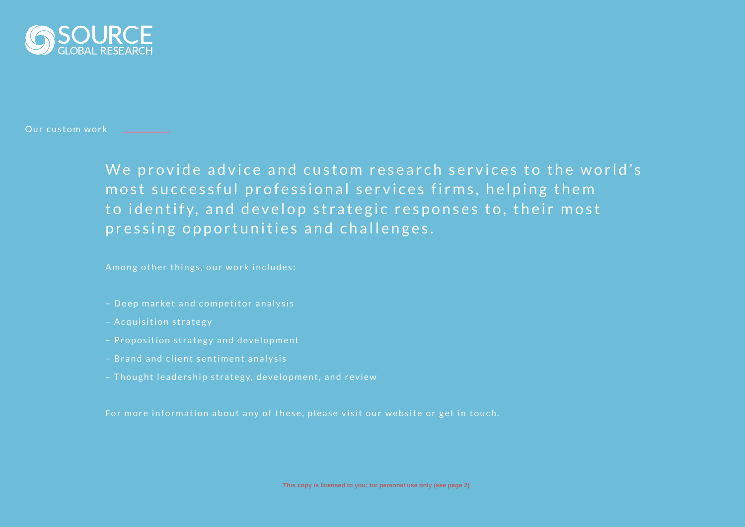SOURCE GLOBAL RESEARCH

Our custom work

## We provide advice and custom research services to the world's most successful professional services firms, helping them to identify, and develop strategic responses to, their most pressing opportunities and challenges.

Among other things, our work includes:

- Deep market and competitor analysis
- Acquisition strategy
- Proposition strategy and development
- Brand and client sentiment analysis
- Thought leadership strategy, development, and review

For more information about any of these, please visit our website or get in touch.

This copy is licensed to you; for personal use only (see page 2)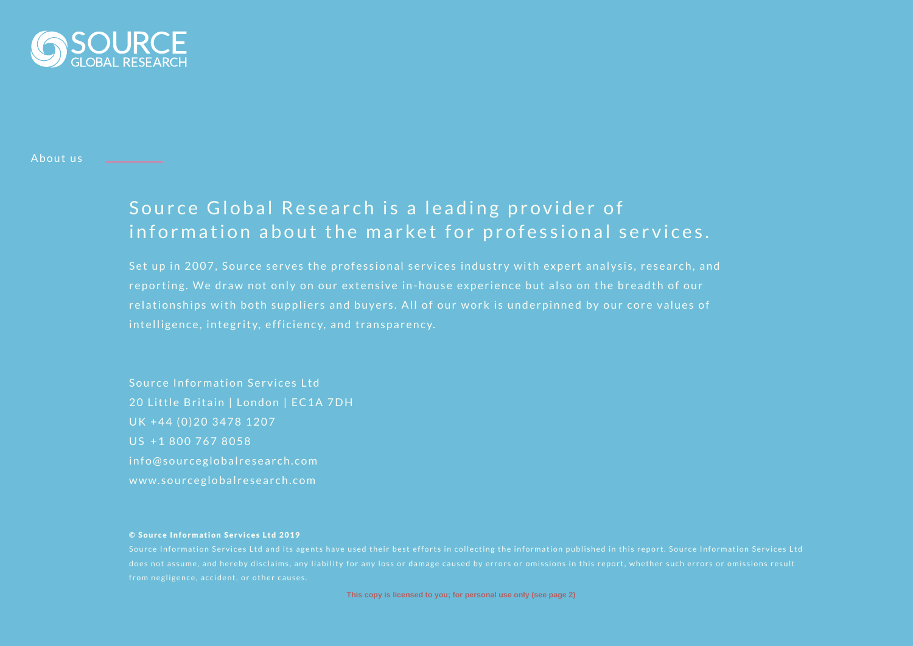SOURCE GLOBAL RESEARCH

About us

## Source Global Research is a leading provider of information about the market for professional services.

Set up in 2007, Source serves the professional services industry with expert analysis, research, and reporting. We draw not only on our extensive in-house experience but also on the breadth of our relationships with both suppliers and buyers. All of our work is underpinned by our core values of intelligence, integrity, efficiency, and transparency.

Source Information Services Ltd
20 Little Britain | London | EC1A 7DH
UK +44 (0)20 3478 1207
US +1 800 767 8058
info@sourceglobalresearch.com
www.sourceglobalresearch.com

**© Source Information Services Ltd 2019**

Source Information Services Ltd and its agents have used their best efforts in collecting the information published in this report. Source Information Services Ltd does not assume, and hereby disclaims, any liability for any loss or damage caused by errors or omissions in this report, whether such errors or omissions result from negligence, accident, or other causes.

**This copy is licensed to you; for personal use only (see page 2)**